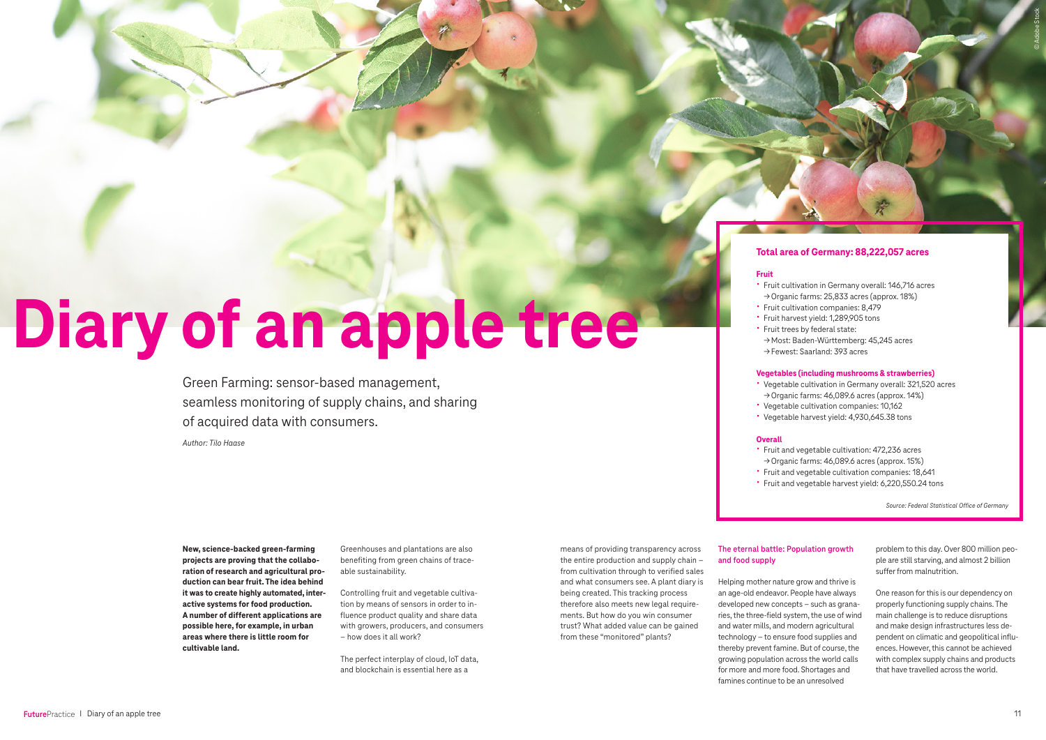# Diary of an apple tree

Green Farming: sensor-based management, seamless monitoring of supply chains, and sharing of acquired data with consumers.

*Author: Tilo Haase*

**Total area of Germany: 88,222,057 acres**

**Fruit**

- Fruit cultivation in Germany overall: 146,716 acres
  → Organic farms: 25,833 acres (approx. 18%)
- Fruit cultivation companies: 8,479
- Fruit harvest yield: 1,289,905 tons
- Fruit trees by federal state:
  → Most: Baden-Württemberg: 45,245 acres
  → Fewest: Saarland: 393 acres

**Vegetables (including mushrooms & strawberries)**

- Vegetable cultivation in Germany overall: 321,520 acres
  → Organic farms: 46,089.6 acres (approx. 14%)
- Vegetable cultivation companies: 10,162
- Vegetable harvest yield: 4,930,645.38 tons

**Overall**

- Fruit and vegetable cultivation: 472,236 acres
  → Organic farms: 46,089.6 acres (approx. 15%)
- Fruit and vegetable cultivation companies: 18,641
- Fruit and vegetable harvest yield: 6,220,550.24 tons

*Source: Federal Statistical Office of Germany*

**New, science-backed green-farming projects are proving that the collaboration of research and agricultural production can bear fruit. The idea behind it was to create highly automated, interactive systems for food production. A number of different applications are possible here, for example, in urban areas where there is little room for cultivable land.**

Greenhouses and plantations are also benefiting from green chains of traceable sustainability.

Controlling fruit and vegetable cultivation by means of sensors in order to influence product quality and share data with growers, producers, and consumers – how does it all work?

The perfect interplay of cloud, IoT data, and blockchain is essential here as a means of providing transparency across the entire production and supply chain – from cultivation through to verified sales and what consumers see. A plant diary is being created. This tracking process therefore also meets new legal requirements. But how do you win consumer trust? What added value can be gained from these "monitored" plants?

## The eternal battle: Population growth and food supply

Helping mother nature grow and thrive is an age-old endeavor. People have always developed new concepts – such as granaries, the three-field system, the use of wind and water mills, and modern agricultural technology – to ensure food supplies and thereby prevent famine. But of course, the growing population across the world calls for more and more food. Shortages and famines continue to be an unresolved problem to this day. Over 800 million people are still starving, and almost 2 billion suffer from malnutrition.

One reason for this is our dependency on properly functioning supply chains. The main challenge is to reduce disruptions and make design infrastructures less dependent on climatic and geopolitical influences. However, this cannot be achieved with complex supply chains and products that have travelled across the world.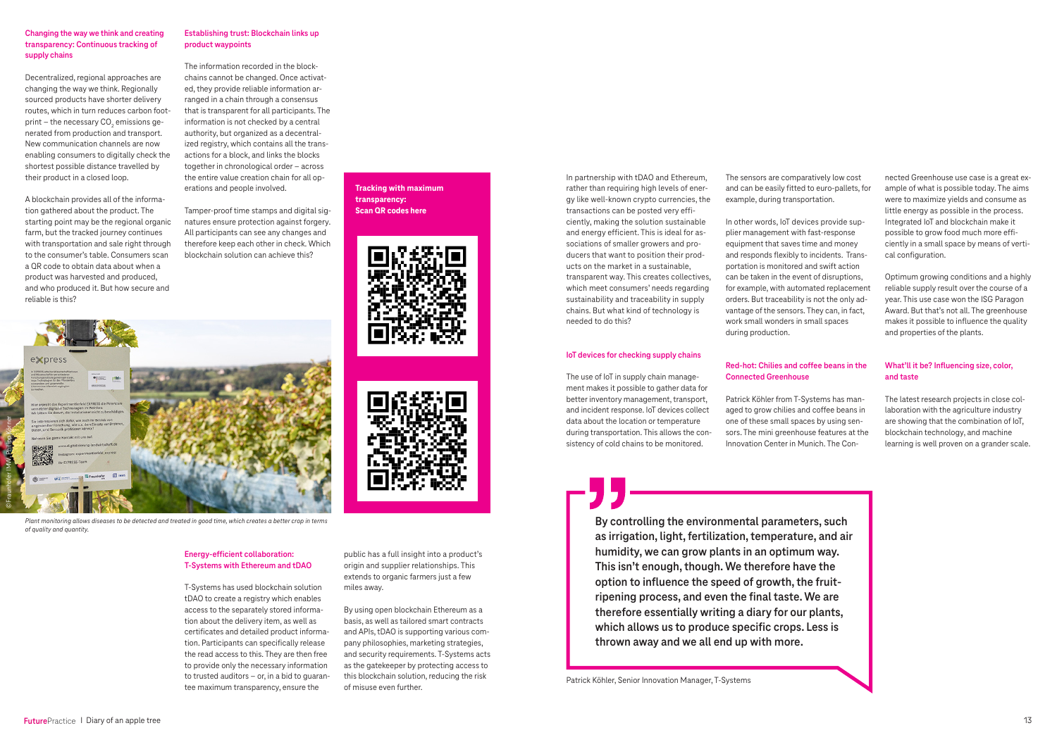### Changing the way we think and creating transparency: Continuous tracking of supply chains

Decentralized, regional approaches are changing the way we think. Regionally sourced products have shorter delivery routes, which in turn reduces carbon footprint – the necessary $CO_2$ emissions generated from production and transport. New communication channels are now enabling consumers to digitally check the shortest possible distance travelled by their product in a closed loop.

A blockchain provides all of the information gathered about the product. The starting point may be the regional organic farm, but the tracked journey continues with transportation and sale right through to the consumer's table. Consumers scan a QR code to obtain data about when a product was harvested and produced, and who produced it. But how secure and reliable is this?

### Establishing trust: Blockchain links up product waypoints

The information recorded in the blockchains cannot be changed. Once activated, they provide reliable information arranged in a chain through a consensus that is transparent for all participants. The information is not checked by a central authority, but organized as a decentralized registry, which contains all the transactions for a block, and links the blocks together in chronological order – across the entire value creation chain for all operations and people involved.

Tamper-proof time stamps and digital signatures ensure protection against forgery. All participants can see any changes and therefore keep each other in check. Which blockchain solution can achieve this?

*Plant monitoring allows diseases to be detected and treated in good time, which creates a better crop in terms of quality and quantity.*

**Tracking with maximum transparency: Scan QR codes here**

### Energy-efficient collaboration: T-Systems with Ethereum and tDAO

T-Systems has used blockchain solution tDAO to create a registry which enables access to the separately stored information about the delivery item, as well as certificates and detailed product information. Participants can specifically release the read access to this. They are then free to provide only the necessary information to trusted auditors – or, in a bid to guarantee maximum transparency, ensure the public has a full insight into a product's origin and supplier relationships. This extends to organic farmers just a few miles away.

By using open blockchain Ethereum as a basis, as well as tailored smart contracts and APIs, tDAO is supporting various company philosophies, marketing strategies, and security requirements. T-Systems acts as the gatekeeper by protecting access to this blockchain solution, reducing the risk of misuse even further.

In partnership with tDAO and Ethereum, rather than requiring high levels of energy like well-known crypto currencies, the transactions can be posted very efficiently, making the solution sustainable and energy efficient. This is ideal for associations of smaller growers and producers that want to position their products on the market in a sustainable, transparent way. This creates collectives, which meet consumers' needs regarding sustainability and traceability in supply chains. But what kind of technology is needed to do this?

### IoT devices for checking supply chains

The use of IoT in supply chain management makes it possible to gather data for better inventory management, transport, and incident response. IoT devices collect data about the location or temperature during transportation. This allows the consistency of cold chains to be monitored. The sensors are comparatively low cost and can be easily fitted to euro-pallets, for example, during transportation.

In other words, IoT devices provide supplier management with fast-response equipment that saves time and money and responds flexibly to incidents. Transportation is monitored and swift action can be taken in the event of disruptions, for example, with automated replacement orders. But traceability is not the only advantage of the sensors. They can, in fact, work small wonders in small spaces during production.

### Red-hot: Chilies and coffee beans in the Connected Greenhouse

Patrick Köhler from T-Systems has managed to grow chilies and coffee beans in one of these small spaces by using sensors. The mini greenhouse features at the Innovation Center in Munich. The Connected Greenhouse use case is a great example of what is possible today. The aims were to maximize yields and consume as little energy as possible in the process. Integrated IoT and blockchain make it possible to grow food much more efficiently in a small space by means of vertical configuration.

Optimum growing conditions and a highly reliable supply result over the course of a year. This use case won the ISG Paragon Award. But that's not all. The greenhouse makes it possible to influence the quality and properties of the plants.

### What'll it be? Influencing size, color, and taste

The latest research projects in close collaboration with the agriculture industry are showing that the combination of IoT, blockchain technology, and machine learning is well proven on a grander scale.

> **By controlling the environmental parameters, such as irrigation, light, fertilization, temperature, and air humidity, we can grow plants in an optimum way. This isn't enough, though. We therefore have the option to influence the speed of growth, the fruit-ripening process, and even the final taste. We are therefore essentially writing a diary for our plants, which allows us to produce specific crops. Less is thrown away and we all end up with more.**

Patrick Köhler, Senior Innovation Manager, T-Systems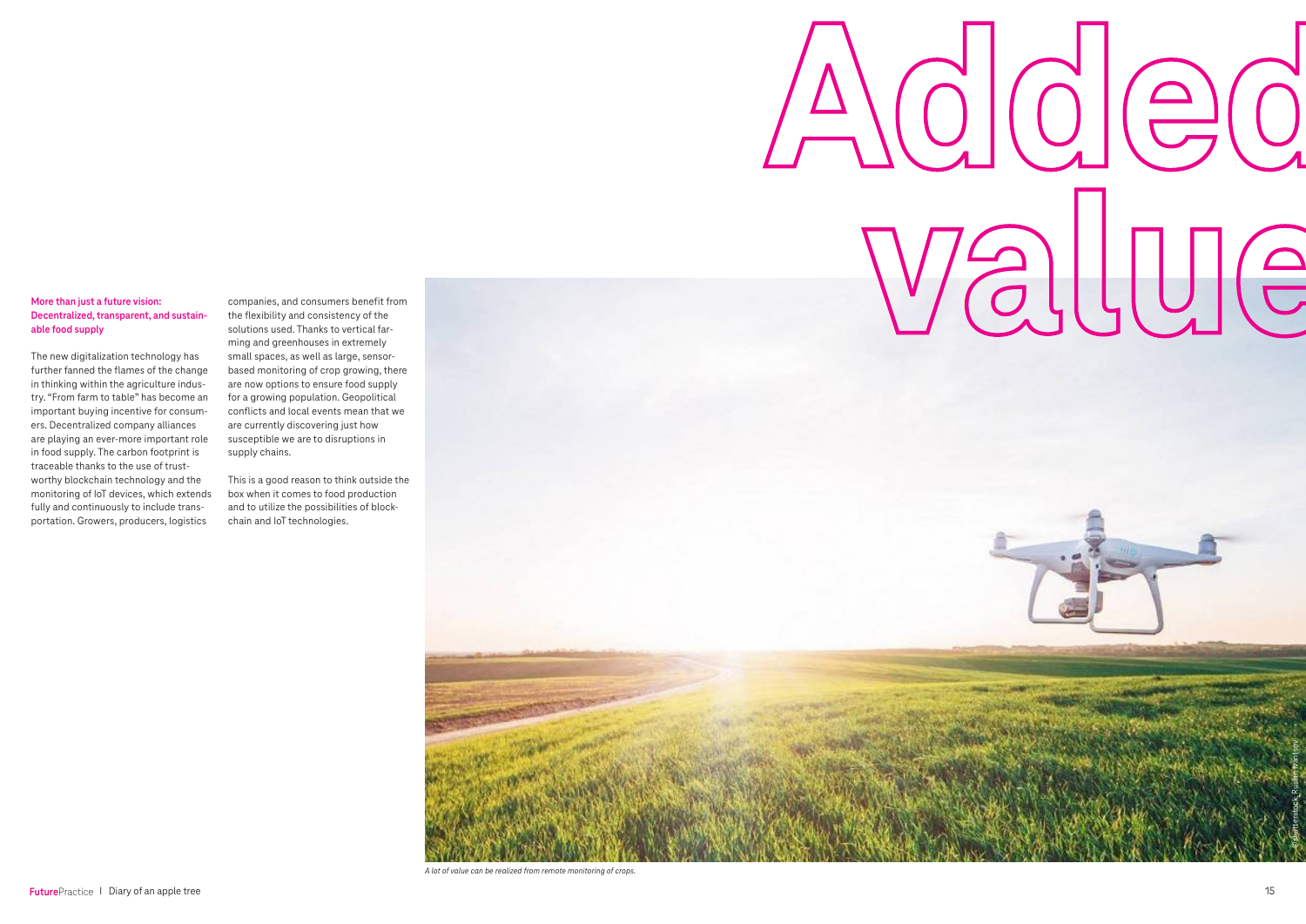# Added value

**More than just a future vision: Decentralized, transparent, and sustainable food supply**

The new digitalization technology has further fanned the flames of the change in thinking within the agriculture industry. "From farm to table" has become an important buying incentive for consumers. Decentralized company alliances are playing an ever-more important role in food supply. The carbon footprint is traceable thanks to the use of trustworthy blockchain technology and the monitoring of IoT devices, which extends fully and continuously to include transportation. Growers, producers, logistics companies, and consumers benefit from the flexibility and consistency of the solutions used. Thanks to vertical farming and greenhouses in extremely small spaces, as well as large, sensor-based monitoring of crop growing, there are now options to ensure food supply for a growing population. Geopolitical conflicts and local events mean that we are currently discovering just how susceptible we are to disruptions in supply chains.

This is a good reason to think outside the box when it comes to food production and to utilize the possibilities of blockchain and IoT technologies.

*A lot of value can be realized from remote monitoring of crops.*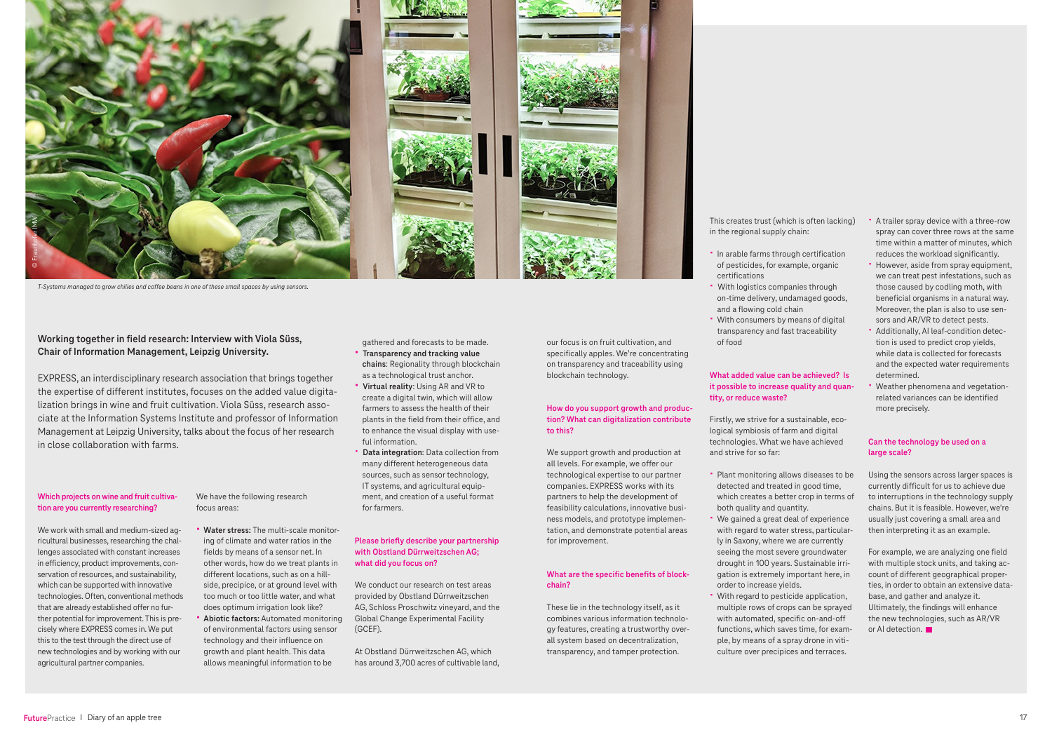T-Systems managed to grow chilies and coffee beans in one of these small spaces by using sensors.

## Working together in field research: Interview with Viola Süss, Chair of Information Management, Leipzig University.

EXPRESS, an interdisciplinary research association that brings together the expertise of different institutes, focuses on the added value digitalization brings in wine and fruit cultivation. Viola Süss, research associate at the Information Systems Institute and professor of Information Management at Leipzig University, talks about the focus of her research in close collaboration with farms.

**Which projects on wine and fruit cultivation are you currently researching?**

We work with small and medium-sized agricultural businesses, researching the challenges associated with constant increases in efficiency, product improvements, conservation of resources, and sustainability, which can be supported with innovative technologies. Often, conventional methods that are already established offer no further potential for improvement. This is precisely where EXPRESS comes in. We put this to the test through the direct use of new technologies and by working with our agricultural partner companies.

We have the following research focus areas:

- **Water stress:** The multi-scale monitoring of climate and water ratios in the fields by means of a sensor net. In other words, how do we treat plants in different locations, such as on a hillside, precipice, or at ground level with too much or too little water, and what does optimum irrigation look like?
- **Abiotic factors:** Automated monitoring of environmental factors using sensor technology and their influence on growth and plant health. This data allows meaningful information to be gathered and forecasts to be made.
- **Transparency and tracking value chains**: Regionality through blockchain as a technological trust anchor.
- **Virtual reality**: Using AR and VR to create a digital twin, which will allow farmers to assess the health of their plants in the field from their office, and to enhance the visual display with useful information.
- **Data integration**: Data collection from many different heterogeneous data sources, such as sensor technology, IT systems, and agricultural equipment, and creation of a useful format for farmers.

**Please briefly describe your partnership with Obstland Dürrweitzschen AG; what did you focus on?**

We conduct our research on test areas provided by Obstland Dürrweitzschen AG, Schloss Proschwitz vineyard, and the Global Change Experimental Facility (GCEF).

At Obstland Dürrweitzschen AG, which has around 3,700 acres of cultivable land, our focus is on fruit cultivation, and specifically apples. We're concentrating on transparency and traceability using blockchain technology.

**How do you support growth and production? What can digitalization contribute to this?**

We support growth and production at all levels. For example, we offer our technological expertise to our partner companies. EXPRESS works with its partners to help the development of feasibility calculations, innovative business models, and prototype implementation, and demonstrate potential areas for improvement.

**What are the specific benefits of blockchain?**

These lie in the technology itself, as it combines various information technology features, creating a trustworthy overall system based on decentralization, transparency, and tamper protection.

This creates trust (which is often lacking) in the regional supply chain:

- In arable farms through certification of pesticides, for example, organic certifications
- With logistics companies through on-time delivery, undamaged goods, and a flowing cold chain
- With consumers by means of digital transparency and fast traceability of food

**What added value can be achieved? Is it possible to increase quality and quantity, or reduce waste?**

Firstly, we strive for a sustainable, ecological symbiosis of farm and digital technologies. What we have achieved and strive for so far:

- Plant monitoring allows diseases to be detected and treated in good time, which creates a better crop in terms of both quality and quantity.
- We gained a great deal of experience with regard to water stress, particularly in Saxony, where we are currently seeing the most severe groundwater drought in 100 years. Sustainable irrigation is extremely important here, in order to increase yields.
- With regard to pesticide application, multiple rows of crops can be sprayed with automated, specific on-and-off functions, which saves time, for example, by means of a spray drone in viticulture over precipices and terraces.
- A trailer spray device with a three-row spray can cover three rows at the same time within a matter of minutes, which reduces the workload significantly.
- However, aside from spray equipment, we can treat pest infestations, such as those caused by codling moth, with beneficial organisms in a natural way. Moreover, the plan is also to use sensors and AR/VR to detect pests.
- Additionally, AI leaf-condition detection is used to predict crop yields, while data is collected for forecasts and the expected water requirements determined.
- Weather phenomena and vegetation-related variances can be identified more precisely.

**Can the technology be used on a large scale?**

Using the sensors across larger spaces is currently difficult for us to achieve due to interruptions in the technology supply chains. But it is feasible. However, we're usually just covering a small area and then interpreting it as an example.

For example, we are analyzing one field with multiple stock units, and taking account of different geographical properties, in order to obtain an extensive database, and gather and analyze it. Ultimately, the findings will enhance the new technologies, such as AR/VR or AI detection.